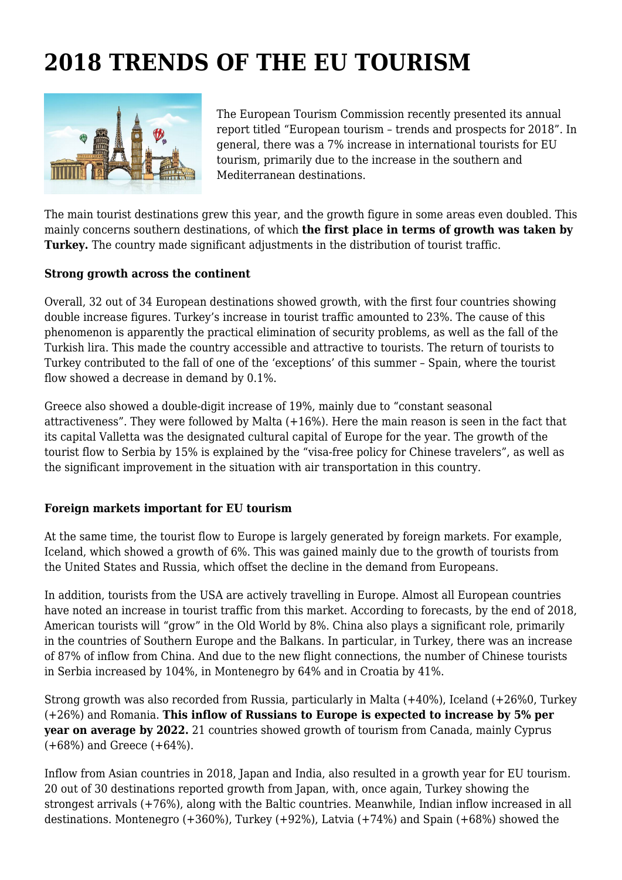# 2018 TRENDS OF THE EU TOURISM

The European Tourism Commission recently presented its annual report titled "European tourism – trends and prospects for 2018". In general, there was a 7% increase in international tourists for EU tourism, primarily due to the increase in the southern and Mediterranean destinations.

The main tourist destinations grew this year, and the growth figure in some areas even doubled. This mainly concerns southern destinations, of which **the first place in terms of growth was taken by Turkey.** The country made significant adjustments in the distribution of tourist traffic.

**Strong growth across the continent**

Overall, 32 out of 34 European destinations showed growth, with the first four countries showing double increase figures. Turkey's increase in tourist traffic amounted to 23%. The cause of this phenomenon is apparently the practical elimination of security problems, as well as the fall of the Turkish lira. This made the country accessible and attractive to tourists. The return of tourists to Turkey contributed to the fall of one of the 'exceptions' of this summer – Spain, where the tourist flow showed a decrease in demand by 0.1%.

Greece also showed a double-digit increase of 19%, mainly due to "constant seasonal attractiveness". They were followed by Malta (+16%). Here the main reason is seen in the fact that its capital Valletta was the designated cultural capital of Europe for the year. The growth of the tourist flow to Serbia by 15% is explained by the "visa-free policy for Chinese travelers", as well as the significant improvement in the situation with air transportation in this country.

**Foreign markets important for EU tourism**

At the same time, the tourist flow to Europe is largely generated by foreign markets. For example, Iceland, which showed a growth of 6%. This was gained mainly due to the growth of tourists from the United States and Russia, which offset the decline in the demand from Europeans.

In addition, tourists from the USA are actively travelling in Europe. Almost all European countries have noted an increase in tourist traffic from this market. According to forecasts, by the end of 2018, American tourists will "grow" in the Old World by 8%. China also plays a significant role, primarily in the countries of Southern Europe and the Balkans. In particular, in Turkey, there was an increase of 87% of inflow from China. And due to the new flight connections, the number of Chinese tourists in Serbia increased by 104%, in Montenegro by 64% and in Croatia by 41%.

Strong growth was also recorded from Russia, particularly in Malta (+40%), Iceland (+26%0, Turkey (+26%) and Romania. **This inflow of Russians to Europe is expected to increase by 5% per year on average by 2022.** 21 countries showed growth of tourism from Canada, mainly Cyprus (+68%) and Greece (+64%).

Inflow from Asian countries in 2018, Japan and India, also resulted in a growth year for EU tourism. 20 out of 30 destinations reported growth from Japan, with, once again, Turkey showing the strongest arrivals (+76%), along with the Baltic countries. Meanwhile, Indian inflow increased in all destinations. Montenegro (+360%), Turkey (+92%), Latvia (+74%) and Spain (+68%) showed the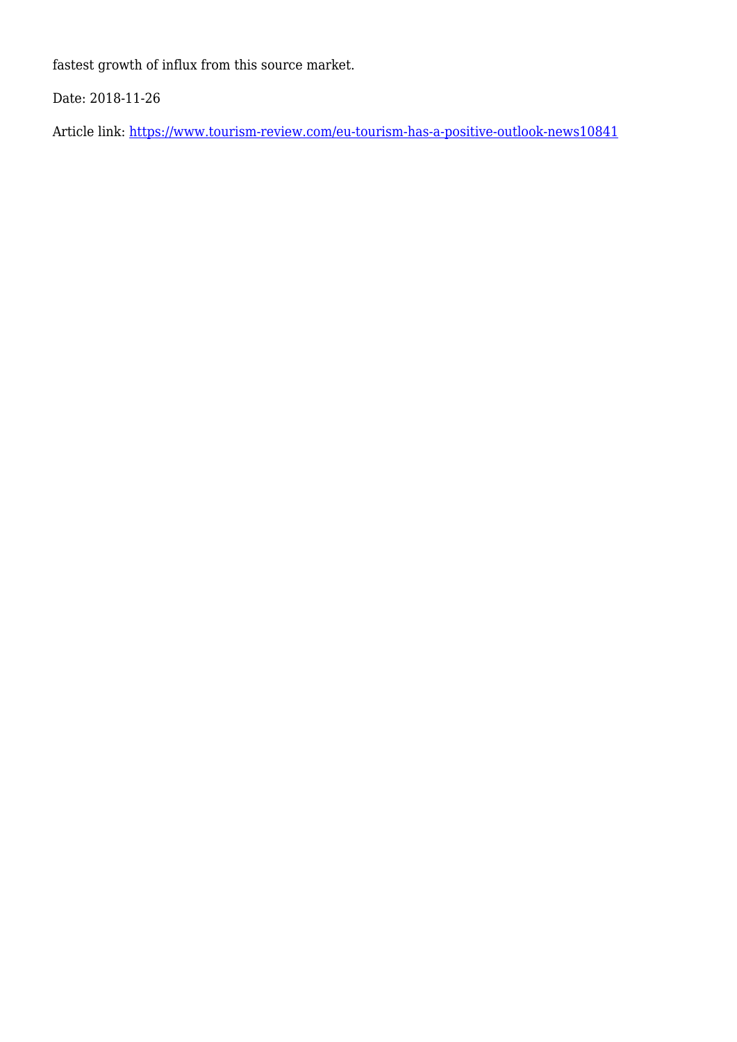fastest growth of influx from this source market.

Date: 2018-11-26

Article link: [https://www.tourism-review.com/eu-tourism-has-a-positive-outlook-news10841](https://www.tourism-review.com/eu-tourism-has-a-positive-outlook-news10841)